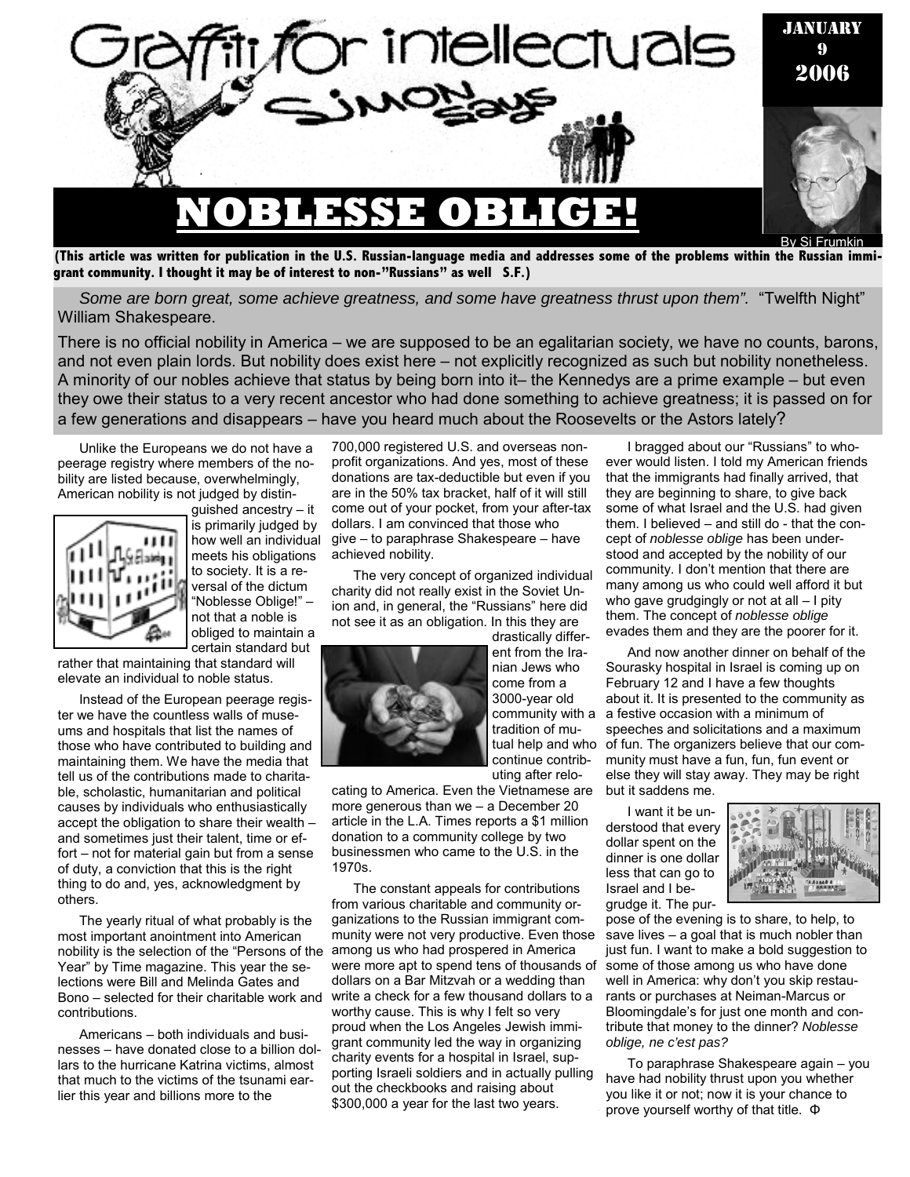# Graffiti for intellectuals

## Simon Says

JANUARY 9 2006

# NOBLESSE OBLIGE!

By Si Frumkin

**(This article was written for publication in the U.S. Russian-language media and addresses some of the problems within the Russian immigrant community. I thought it may be of interest to non-"Russians" as well S.F.)**

*Some are born great, some achieve greatness, and some have greatness thrust upon them".* "Twelfth Night" William Shakespeare.

There is no official nobility in America – we are supposed to be an egalitarian society, we have no counts, barons, and not even plain lords. But nobility does exist here – not explicitly recognized as such but nobility nonetheless. A minority of our nobles achieve that status by being born into it– the Kennedys are a prime example – but even they owe their status to a very recent ancestor who had done something to achieve greatness; it is passed on for a few generations and disappears – have you heard much about the Roosevelts or the Astors lately?

Unlike the Europeans we do not have a peerage registry where members of the nobility are listed because, overwhelmingly, American nobility is not judged by distinguished ancestry – it is primarily judged by how well an individual meets his obligations to society. It is a reversal of the dictum "Noblesse Oblige!" – not that a noble is obliged to maintain a certain standard but rather that maintaining that standard will elevate an individual to noble status.

Instead of the European peerage register we have the countless walls of museums and hospitals that list the names of those who have contributed to building and maintaining them. We have the media that tell us of the contributions made to charitable, scholastic, humanitarian and political causes by individuals who enthusiastically accept the obligation to share their wealth – and sometimes just their talent, time or effort – not for material gain but from a sense of duty, a conviction that this is the right thing to do and, yes, acknowledgment by others.

The yearly ritual of what probably is the most important anointment into American nobility is the selection of the "Persons of the Year" by Time magazine. This year the selections were Bill and Melinda Gates and Bono – selected for their charitable work and contributions.

Americans – both individuals and businesses – have donated close to a billion dollars to the hurricane Katrina victims, almost that much to the victims of the tsunami earlier this year and billions more to the 700,000 registered U.S. and overseas non-profit organizations. And yes, most of these donations are tax-deductible but even if you are in the 50% tax bracket, half of it will still come out of your pocket, from your after-tax dollars. I am convinced that those who give – to paraphrase Shakespeare – have achieved nobility.

The very concept of organized individual charity did not really exist in the Soviet Union and, in general, the "Russians" here did not see it as an obligation. In this they are drastically different from the Iranian Jews who come from a 3000-year old community with a tradition of mutual help and who continue contributing after relocating to America. Even the Vietnamese are more generous than we – a December 20 article in the L.A. Times reports a $1 million donation to a community college by two businessmen who came to the U.S. in the 1970s.

The constant appeals for contributions from various charitable and community organizations to the Russian immigrant community were not very productive. Even those among us who had prospered in America were more apt to spend tens of thousands of dollars on a Bar Mitzvah or a wedding than write a check for a few thousand dollars to a worthy cause. This is why I felt so very proud when the Los Angeles Jewish immigrant community led the way in organizing charity events for a hospital in Israel, supporting Israeli soldiers and in actually pulling out the checkbooks and raising about $300,000 a year for the last two years.

I bragged about our "Russians" to whoever would listen. I told my American friends that the immigrants had finally arrived, that they are beginning to share, to give back some of what Israel and the U.S. had given them. I believed – and still do - that the concept of *noblesse oblige* has been understood and accepted by the nobility of our community. I don't mention that there are many among us who could well afford it but who gave grudgingly or not at all – I pity them. The concept of *noblesse oblige* evades them and they are the poorer for it.

And now another dinner on behalf of the Sourasky hospital in Israel is coming up on February 12 and I have a few thoughts about it. It is presented to the community as a festive occasion with a minimum of speeches and solicitations and a maximum of fun. The organizers believe that our community must have a fun, fun, fun event or else they will stay away. They may be right but it saddens me.

I want it be understood that every dollar spent on the dinner is one dollar less that can go to Israel and I begrudge it. The purpose of the evening is to share, to help, to save lives – a goal that is much nobler than just fun. I want to make a bold suggestion to some of those among us who have done well in America: why don't you skip restaurants or purchases at Neiman-Marcus or Bloomingdale's for just one month and contribute that money to the dinner? *Noblesse oblige, ne c'est pas?*

To paraphrase Shakespeare again – you have had nobility thrust upon you whether you like it or not; now it is your chance to prove yourself worthy of that title. Φ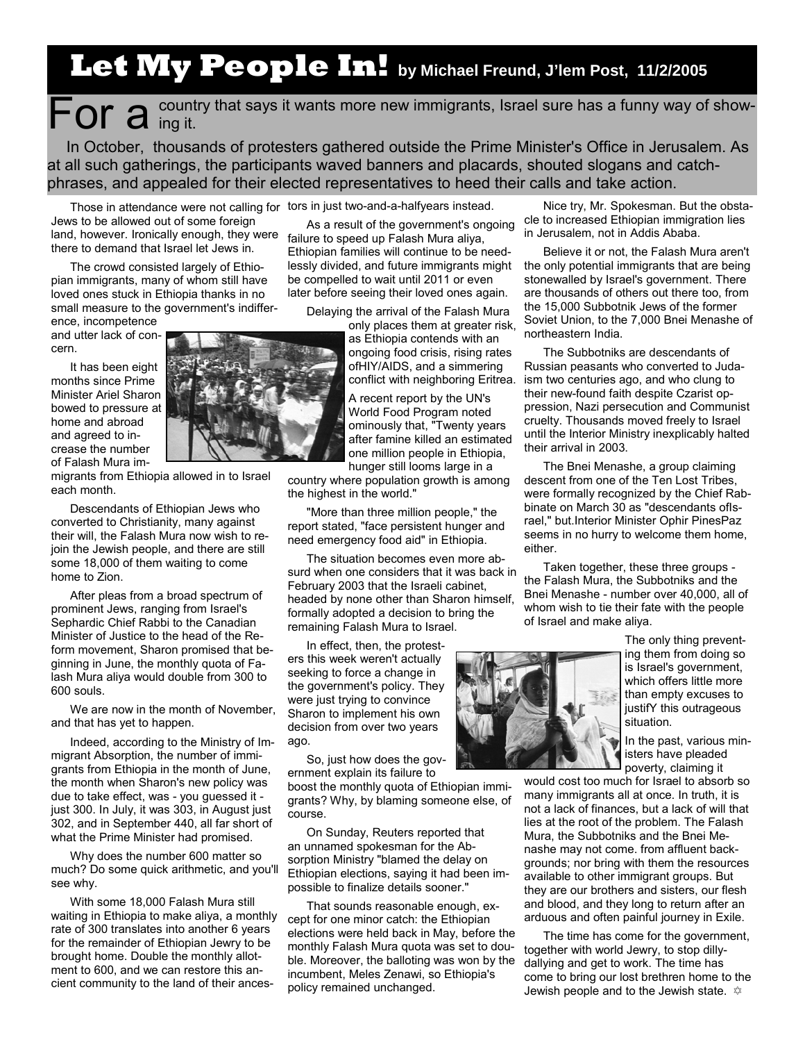# Let My People In! by Michael Freund, J'lem Post, 11/2/2005

**For a** country that says it wants more new immigrants, Israel sure has a funny way of showing it.

In October, thousands of protesters gathered outside the Prime Minister's Office in Jerusalem. As at all such gatherings, the participants waved banners and placards, shouted slogans and catch-phrases, and appealed for their elected representatives to heed their calls and take action.

Those in attendance were not calling for Jews to be allowed out of some foreign land, however. Ironically enough, they were there to demand that Israel let Jews in.

The crowd consisted largely of Ethiopian immigrants, many of whom still have loved ones stuck in Ethiopia thanks in no small measure to the government's indifference, incompetence and utter lack of concern.

It has been eight months since Prime Minister Ariel Sharon bowed to pressure at home and abroad and agreed to increase the number of Falash Mura immigrants from Ethiopia allowed in to Israel each month.

Descendants of Ethiopian Jews who converted to Christianity, many against their will, the Falash Mura now wish to rejoin the Jewish people, and there are still some 18,000 of them waiting to come home to Zion.

After pleas from a broad spectrum of prominent Jews, ranging from Israel's Sephardic Chief Rabbi to the Canadian Minister of Justice to the head of the Reform movement, Sharon promised that beginning in June, the monthly quota of Falash Mura aliya would double from 300 to 600 souls.

We are now in the month of November, and that has yet to happen.

Indeed, according to the Ministry of Immigrant Absorption, the number of immigrants from Ethiopia in the month of June, the month when Sharon's new policy was due to take effect, was - you guessed it - just 300. In July, it was 303, in August just 302, and in September 440, all far short of what the Prime Minister had promised.

Why does the number 600 matter so much? Do some quick arithmetic, and you'll see why.

With some 18,000 Falash Mura still waiting in Ethiopia to make aliya, a monthly rate of 300 translates into another 6 years for the remainder of Ethiopian Jewry to be brought home. Double the monthly allotment to 600, and we can restore this ancient community to the land of their ancestors in just two-and-a-halfyears instead.

As a result of the government's ongoing failure to speed up Falash Mura aliya, Ethiopian families will continue to be needlessly divided, and future immigrants might be compelled to wait until 2011 or even later before seeing their loved ones again.

Delaying the arrival of the Falash Mura only places them at greater risk, as Ethiopia contends with an ongoing food crisis, rising rates ofHIY/AIDS, and a simmering conflict with neighboring Eritrea.

A recent report by the UN's World Food Program noted ominously that, "Twenty years after famine killed an estimated one million people in Ethiopia, hunger still looms large in a country where population growth is among the highest in the world."

"More than three million people," the report stated, "face persistent hunger and need emergency food aid" in Ethiopia.

The situation becomes even more absurd when one considers that it was back in February 2003 that the Israeli cabinet, headed by none other than Sharon himself, formally adopted a decision to bring the remaining Falash Mura to Israel.

In effect, then, the protesters this week weren't actually seeking to force a change in the government's policy. They were just trying to convince Sharon to implement his own decision from over two years ago.

So, just how does the government explain its failure to boost the monthly quota of Ethiopian immigrants? Why, by blaming someone else, of course.

On Sunday, Reuters reported that an unnamed spokesman for the Absorption Ministry "blamed the delay on Ethiopian elections, saying it had been impossible to finalize details sooner."

That sounds reasonable enough, except for one minor catch: the Ethiopian elections were held back in May, before the monthly Falash Mura quota was set to double. Moreover, the balloting was won by the incumbent, Meles Zenawi, so Ethiopia's policy remained unchanged.

Nice try, Mr. Spokesman. But the obstacle to increased Ethiopian immigration lies in Jerusalem, not in Addis Ababa.

Believe it or not, the Falash Mura aren't the only potential immigrants that are being stonewalled by Israel's government. There are thousands of others out there too, from the 15,000 Subbotnik Jews of the former Soviet Union, to the 7,000 Bnei Menashe of northeastern India.

The Subbotniks are descendants of Russian peasants who converted to Judaism two centuries ago, and who clung to their new-found faith despite Czarist oppression, Nazi persecution and Communist cruelty. Thousands moved freely to Israel until the Interior Ministry inexplicably halted their arrival in 2003.

The Bnei Menashe, a group claiming descent from one of the Ten Lost Tribes, were formally recognized by the Chief Rabbinate on March 30 as "descendants ofIsrael," but.Interior Minister Ophir PinesPaz seems in no hurry to welcome them home, either.

Taken together, these three groups - the Falash Mura, the Subbotniks and the Bnei Menashe - number over 40,000, all of whom wish to tie their fate with the people of Israel and make aliya.

The only thing preventing them from doing so is Israel's government, which offers little more than empty excuses to justifY this outrageous situation.

In the past, various ministers have pleaded poverty, claiming it would cost too much for Israel to absorb so many immigrants all at once. In truth, it is not a lack of finances, but a lack of will that lies at the root of the problem. The Falash Mura, the Subbotniks and the Bnei Menashe may not come. from affluent backgrounds; nor bring with them the resources available to other immigrant groups. But they are our brothers and sisters, our flesh and blood, and they long to return after an arduous and often painful journey in Exile.

The time has come for the government, together with world Jewry, to stop dilly-dallying and get to work. The time has come to bring our lost brethren home to the Jewish people and to the Jewish state. ✡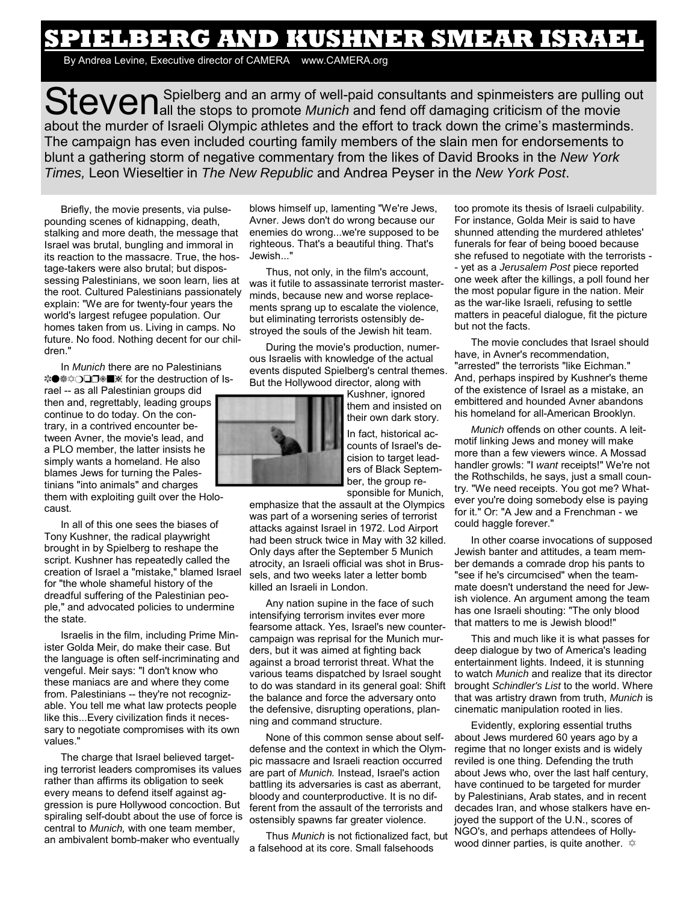# SPIELBERG AND KUSHNER SMEAR ISRAEL

By Andrea Levine, Executive director of CAMERA www.CAMERA.org

Steven Spielberg and an army of well-paid consultants and spinmeisters are pulling out all the stops to promote *Munich* and fend off damaging criticism of the movie about the murder of Israeli Olympic athletes and the effort to track down the crime's masterminds. The campaign has even included courting family members of the slain men for endorsements to blunt a gathering storm of negative commentary from the likes of David Brooks in the *New York Times,* Leon Wieseltier in *The New Republic* and Andrea Peyser in the *New York Post*.

Briefly, the movie presents, via pulse-pounding scenes of kidnapping, death, stalking and more death, the message that Israel was brutal, bungling and immoral in its reaction to the massacre. True, the hostage-takers were also brutal; but dispossessing Palestinians, we soon learn, lies at the root. Cultured Palestinians passionately explain: "We are for twenty-four years the world's largest refugee population. Our homes taken from us. Living in camps. No future. No food. Nothing decent for our children."

In *Munich* there are no Palestinians ✼●❀✡❍❏❐❄■✖ for the destruction of Israel -- as all Palestinian groups did then and, regrettably, leading groups continue to do today. On the contrary, in a contrived encounter between Avner, the movie's lead, and a PLO member, the latter insists he simply wants a homeland. He also blames Jews for turning the Palestinians "into animals" and charges them with exploiting guilt over the Holocaust.

In all of this one sees the biases of Tony Kushner, the radical playwright brought in by Spielberg to reshape the script. Kushner has repeatedly called the creation of Israel a "mistake," blamed Israel for "the whole shameful history of the dreadful suffering of the Palestinian people," and advocated policies to undermine the state.

Israelis in the film, including Prime Minister Golda Meir, do make their case. But the language is often self-incriminating and vengeful. Meir says: "I don't know who these maniacs are and where they come from. Palestinians -- they're not recognizable. You tell me what law protects people like this...Every civilization finds it necessary to negotiate compromises with its own values."

The charge that Israel believed targeting terrorist leaders compromises its values rather than affirms its obligation to seek every means to defend itself against aggression is pure Hollywood concoction. But spiraling self-doubt about the use of force is central to *Munich,* with one team member, an ambivalent bomb-maker who eventually blows himself up, lamenting "We're Jews, Avner. Jews don't do wrong because our enemies do wrong...we're supposed to be righteous. That's a beautiful thing. That's Jewish..."

Thus, not only, in the film's account, was it futile to assassinate terrorist masterminds, because new and worse replacements sprang up to escalate the violence, but eliminating terrorists ostensibly destroyed the souls of the Jewish hit team.

During the movie's production, numerous Israelis with knowledge of the actual events disputed Spielberg's central themes. But the Hollywood director, along with Kushner, ignored them and insisted on their own dark story.

In fact, historical accounts of Israel's decision to target leaders of Black September, the group responsible for Munich, emphasize that the assault at the Olympics was part of a worsening series of terrorist attacks against Israel in 1972. Lod Airport had been struck twice in May with 32 killed. Only days after the September 5 Munich atrocity, an Israeli official was shot in Brussels, and two weeks later a letter bomb killed an Israeli in London.

Any nation supine in the face of such intensifying terrorism invites ever more fearsome attack. Yes, Israel's new counter-campaign was reprisal for the Munich murders, but it was aimed at fighting back against a broad terrorist threat. What the various teams dispatched by Israel sought to do was standard in its general goal: Shift the balance and force the adversary onto the defensive, disrupting operations, planning and command structure.

None of this common sense about self-defense and the context in which the Olympic massacre and Israeli reaction occurred are part of *Munich.* Instead, Israel's action battling its adversaries is cast as aberrant, bloody and counterproductive. It is no different from the assault of the terrorists and ostensibly spawns far greater violence.

Thus *Munich* is not fictionalized fact, but a falsehood at its core. Small falsehoods too promote its thesis of Israeli culpability. For instance, Golda Meir is said to have shunned attending the murdered athletes' funerals for fear of being booed because she refused to negotiate with the terrorists -- yet as a *Jerusalem Post* piece reported one week after the killings, a poll found her the most popular figure in the nation. Meir as the war-like Israeli, refusing to settle matters in peaceful dialogue, fit the picture but not the facts.

The movie concludes that Israel should have, in Avner's recommendation, "arrested" the terrorists "like Eichman." And, perhaps inspired by Kushner's theme of the existence of Israel as a mistake, an embittered and hounded Avner abandons his homeland for all-American Brooklyn.

*Munich* offends on other counts. A leitmotif linking Jews and money will make more than a few viewers wince. A Mossad handler growls: "I *want* receipts!" We're not the Rothschilds, he says, just a small country. "We need receipts. You got me? Whatever you're doing somebody else is paying for it." Or: "A Jew and a Frenchman - we could haggle forever."

In other coarse invocations of supposed Jewish banter and attitudes, a team member demands a comrade drop his pants to "see if he's circumcised" when the teammate doesn't understand the need for Jewish violence. An argument among the team has one Israeli shouting: "The only blood that matters to me is Jewish blood!"

This and much like it is what passes for deep dialogue by two of America's leading entertainment lights. Indeed, it is stunning to watch *Munich* and realize that its director brought *Schindler's List* to the world. Where that was artistry drawn from truth, *Munich* is cinematic manipulation rooted in lies.

Evidently, exploring essential truths about Jews murdered 60 years ago by a regime that no longer exists and is widely reviled is one thing. Defending the truth about Jews who, over the last half century, have continued to be targeted for murder by Palestinians, Arab states, and in recent decades Iran, and whose stalkers have enjoyed the support of the U.N., scores of NGO's, and perhaps attendees of Hollywood dinner parties, is quite another. ✡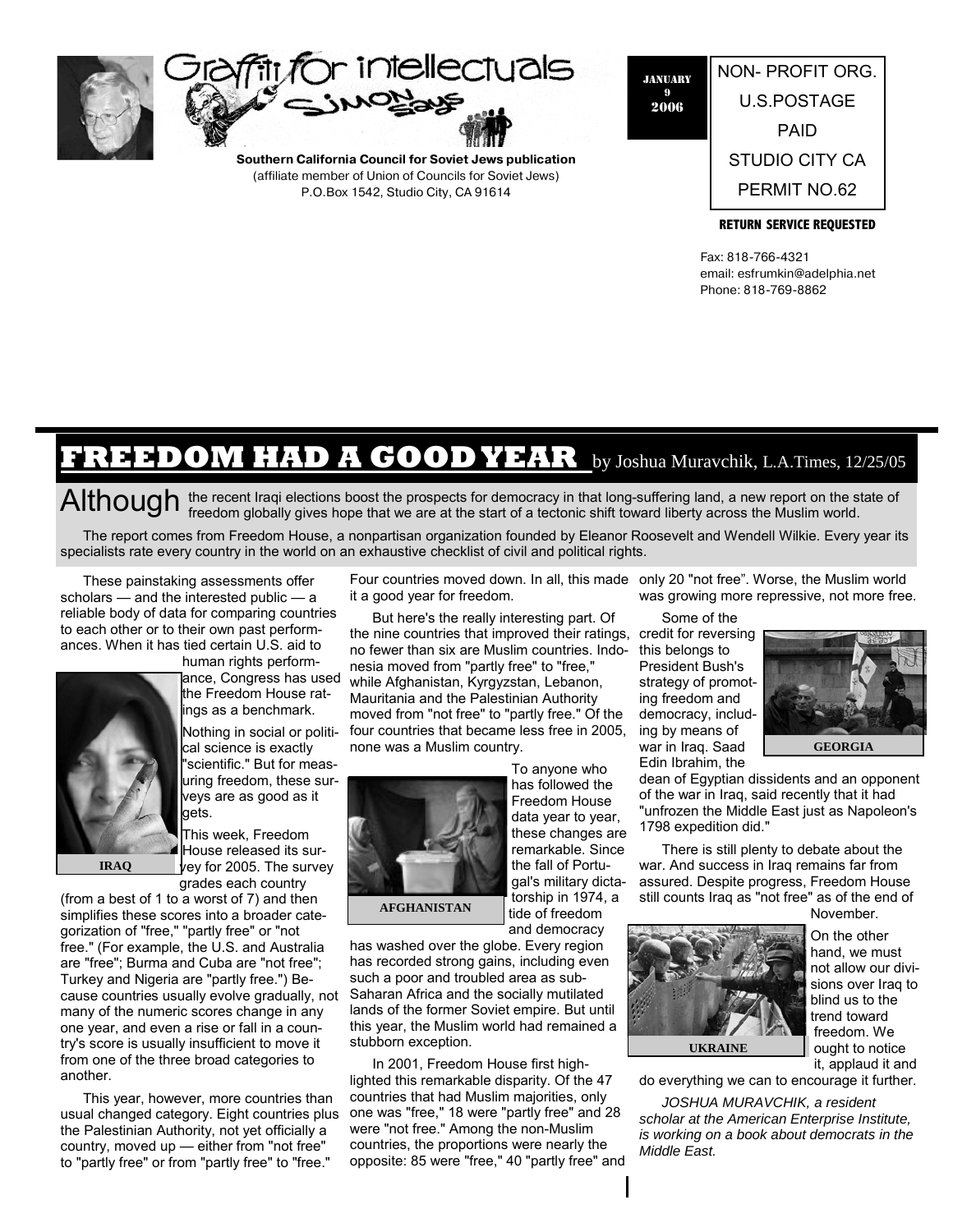Graffiti for intellectuals

Simon Says

**Southern California Council for Soviet Jews publication**
(affiliate member of Union of Councils for Soviet Jews)
P.O.Box 1542, Studio City, CA 91614

JANUARY 9 2006

NON- PROFIT ORG.
U.S.POSTAGE
PAID
STUDIO CITY CA
PERMIT NO.62

**RETURN SERVICE REQUESTED**

Fax: 818-766-4321
email: esfrumkin@adelphia.net
Phone: 818-769-8862

# FREEDOM HAD A GOOD YEAR

by Joshua Muravchik, L.A.Times, 12/25/05

Although the recent Iraqi elections boost the prospects for democracy in that long-suffering land, a new report on the state of freedom globally gives hope that we are at the start of a tectonic shift toward liberty across the Muslim world.

The report comes from Freedom House, a nonpartisan organization founded by Eleanor Roosevelt and Wendell Wilkie. Every year its specialists rate every country in the world on an exhaustive checklist of civil and political rights.

These painstaking assessments offer scholars — and the interested public — a reliable body of data for comparing countries to each other or to their own past performances. When it has tied certain U.S. aid to human rights performance, Congress has used the Freedom House ratings as a benchmark.

IRAQ

Nothing in social or political science is exactly "scientific." But for measuring freedom, these surveys are as good as it gets.

This week, Freedom House released its survey for 2005. The survey grades each country (from a best of 1 to a worst of 7) and then simplifies these scores into a broader categorization of "free," "partly free" or "not free." (For example, the U.S. and Australia are "free"; Burma and Cuba are "not free"; Turkey and Nigeria are "partly free.") Because countries usually evolve gradually, not many of the numeric scores change in any one year, and even a rise or fall in a country's score is usually insufficient to move it from one of the three broad categories to another.

This year, however, more countries than usual changed category. Eight countries plus the Palestinian Authority, not yet officially a country, moved up — either from "not free" to "partly free" or from "partly free" to "free." Four countries moved down. In all, this made it a good year for freedom.

But here's the really interesting part. Of the nine countries that improved their ratings, no fewer than six are Muslim countries. Indonesia moved from "partly free" to "free," while Afghanistan, Kyrgyzstan, Lebanon, Mauritania and the Palestinian Authority moved from "not free" to "partly free." Of the four countries that became less free in 2005, none was a Muslim country.

AFGHANISTAN

To anyone who has followed the Freedom House data year to year, these changes are remarkable. Since the fall of Portugal's military dictatorship in 1974, a tide of freedom and democracy has washed over the globe. Every region has recorded strong gains, including even such a poor and troubled area as sub-Saharan Africa and the socially mutilated lands of the former Soviet empire. But until this year, the Muslim world had remained a stubborn exception.

In 2001, Freedom House first highlighted this remarkable disparity. Of the 47 countries that had Muslim majorities, only one was "free," 18 were "partly free" and 28 were "not free." Among the non-Muslim countries, the proportions were nearly the opposite: 85 were "free," 40 "partly free" and only 20 "not free". Worse, the Muslim world was growing more repressive, not more free.

Some of the credit for reversing this belongs to President Bush's strategy of promoting freedom and democracy, including by means of war in Iraq. Saad Edin Ibrahim, the dean of Egyptian dissidents and an opponent of the war in Iraq, said recently that it had "unfrozen the Middle East just as Napoleon's 1798 expedition did."

GEORGIA

There is still plenty to debate about the war. And success in Iraq remains far from assured. Despite progress, Freedom House still counts Iraq as "not free" as of the end of November.

UKRAINE

On the other hand, we must not allow our divisions over Iraq to blind us to the trend toward freedom. We ought to notice it, applaud it and do everything we can to encourage it further.

*JOSHUA MURAVCHIK, a resident scholar at the American Enterprise Institute, is working on a book about democrats in the Middle East.*